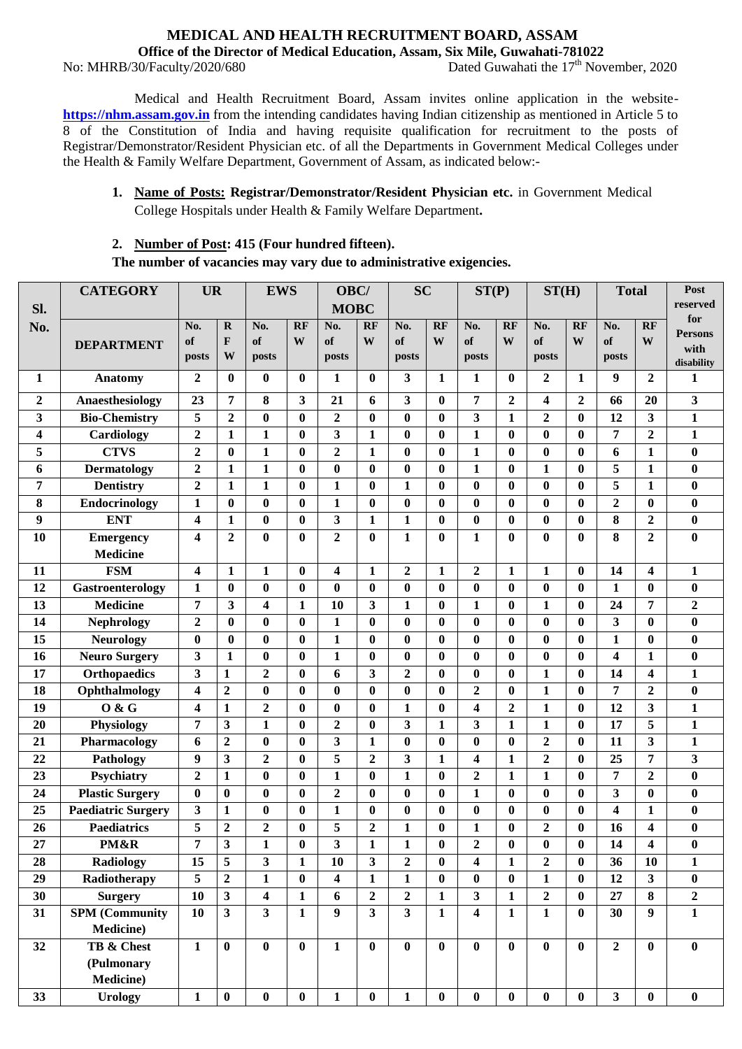# MEDICAL AND HEALTH RECRUITMENT BOARD, ASSAM

**Office of the Director of Medical Education, Assam, Six Mile, Guwahati-781022**

No: MHRB/30/Faculty/2020/680 Dated Guwahati the 17th November, 2020

Medical and Health Recruitment Board, Assam invites online application in the website- **https://nhm.assam.gov.in** from the intending candidates having Indian citizenship as mentioned in Article 5 to 8 of the Constitution of India and having requisite qualification for recruitment to the posts of Registrar/Demonstrator/Resident Physician etc. of all the Departments in Government Medical Colleges under the Health & Family Welfare Department, Government of Assam, as indicated below:-

1. **Name of Posts: Registrar/Demonstrator/Resident Physician etc.** in Government Medical College Hospitals under Health & Family Welfare Department**.**

2. **Number of Post: 415 (Four hundred fifteen).**

**The number of vacancies may vary due to administrative exigencies.**

| Sl. No. | CATEGORY | UR | | EWS | | OBC/ MOBC | | SC | | ST(P) | | ST(H) | | Total | | Post reserved for Persons with disability |
|---|---|---|---|---|---|---|---|---|---|---|---|---|---|---|---|---|
| | DEPARTMENT | No. of posts | RFW | No. of posts | RFW | No. of posts | RFW | No. of posts | RFW | No. of posts | RFW | No. of posts | RFW | No. of posts | RFW | |
| 1 | Anatomy | 2 | 0 | 0 | 0 | 1 | 0 | 3 | 1 | 1 | 0 | 2 | 1 | 9 | 2 | 1 |
| 2 | Anaesthesiology | 23 | 7 | 8 | 3 | 21 | 6 | 3 | 0 | 7 | 2 | 4 | 2 | 66 | 20 | 3 |
| 3 | Bio-Chemistry | 5 | 2 | 0 | 0 | 2 | 0 | 0 | 0 | 3 | 1 | 2 | 0 | 12 | 3 | 1 |
| 4 | Cardiology | 2 | 1 | 1 | 0 | 3 | 1 | 0 | 0 | 1 | 0 | 0 | 0 | 7 | 2 | 1 |
| 5 | CTVS | 2 | 0 | 1 | 0 | 2 | 1 | 0 | 0 | 1 | 0 | 0 | 0 | 6 | 1 | 0 |
| 6 | Dermatology | 2 | 1 | 1 | 0 | 0 | 0 | 0 | 0 | 1 | 0 | 1 | 0 | 5 | 1 | 0 |
| 7 | Dentistry | 2 | 1 | 1 | 0 | 1 | 0 | 1 | 0 | 0 | 0 | 0 | 0 | 5 | 1 | 0 |
| 8 | Endocrinology | 1 | 0 | 0 | 0 | 1 | 0 | 0 | 0 | 0 | 0 | 0 | 0 | 2 | 0 | 0 |
| 9 | ENT | 4 | 1 | 0 | 0 | 3 | 1 | 1 | 0 | 0 | 0 | 0 | 0 | 8 | 2 | 0 |
| 10 | Emergency Medicine | 4 | 2 | 0 | 0 | 2 | 0 | 1 | 0 | 1 | 0 | 0 | 0 | 8 | 2 | 0 |
| 11 | FSM | 4 | 1 | 1 | 0 | 4 | 1 | 2 | 1 | 2 | 1 | 1 | 0 | 14 | 4 | 1 |
| 12 | Gastroenterology | 1 | 0 | 0 | 0 | 0 | 0 | 0 | 0 | 0 | 0 | 0 | 0 | 1 | 0 | 0 |
| 13 | Medicine | 7 | 3 | 4 | 1 | 10 | 3 | 1 | 0 | 1 | 0 | 1 | 0 | 24 | 7 | 2 |
| 14 | Nephrology | 2 | 0 | 0 | 0 | 1 | 0 | 0 | 0 | 0 | 0 | 0 | 0 | 3 | 0 | 0 |
| 15 | Neurology | 0 | 0 | 0 | 0 | 1 | 0 | 0 | 0 | 0 | 0 | 0 | 0 | 1 | 0 | 0 |
| 16 | Neuro Surgery | 3 | 1 | 0 | 0 | 1 | 0 | 0 | 0 | 0 | 0 | 0 | 0 | 4 | 1 | 0 |
| 17 | Orthopaedics | 3 | 1 | 2 | 0 | 6 | 3 | 2 | 0 | 0 | 0 | 1 | 0 | 14 | 4 | 1 |
| 18 | Ophthalmology | 4 | 2 | 0 | 0 | 0 | 0 | 0 | 0 | 2 | 0 | 1 | 0 | 7 | 2 | 0 |
| 19 | O & G | 4 | 1 | 2 | 0 | 0 | 0 | 1 | 0 | 4 | 2 | 1 | 0 | 12 | 3 | 1 |
| 20 | Physiology | 7 | 3 | 1 | 0 | 2 | 0 | 3 | 1 | 3 | 1 | 1 | 0 | 17 | 5 | 1 |
| 21 | Pharmacology | 6 | 2 | 0 | 0 | 3 | 1 | 0 | 0 | 0 | 0 | 2 | 0 | 11 | 3 | 1 |
| 22 | Pathology | 9 | 3 | 2 | 0 | 5 | 2 | 3 | 1 | 4 | 1 | 2 | 0 | 25 | 7 | 3 |
| 23 | Psychiatry | 2 | 1 | 0 | 0 | 1 | 0 | 1 | 0 | 2 | 1 | 1 | 0 | 7 | 2 | 0 |
| 24 | Plastic Surgery | 0 | 0 | 0 | 0 | 2 | 0 | 0 | 0 | 1 | 0 | 0 | 0 | 3 | 0 | 0 |
| 25 | Paediatric Surgery | 3 | 1 | 0 | 0 | 1 | 0 | 0 | 0 | 0 | 0 | 0 | 0 | 4 | 1 | 0 |
| 26 | Paediatrics | 5 | 2 | 2 | 0 | 5 | 2 | 1 | 0 | 1 | 0 | 2 | 0 | 16 | 4 | 0 |
| 27 | PM&R | 7 | 3 | 1 | 0 | 3 | 1 | 1 | 0 | 2 | 0 | 0 | 0 | 14 | 4 | 0 |
| 28 | Radiology | 15 | 5 | 3 | 1 | 10 | 3 | 2 | 0 | 4 | 1 | 2 | 0 | 36 | 10 | 1 |
| 29 | Radiotherapy | 5 | 2 | 1 | 0 | 4 | 1 | 1 | 0 | 0 | 0 | 1 | 0 | 12 | 3 | 0 |
| 30 | Surgery | 10 | 3 | 4 | 1 | 6 | 2 | 2 | 1 | 3 | 1 | 2 | 0 | 27 | 8 | 2 |
| 31 | SPM (Community Medicine) | 10 | 3 | 3 | 1 | 9 | 3 | 3 | 1 | 4 | 1 | 1 | 0 | 30 | 9 | 1 |
| 32 | TB & Chest (Pulmonary Medicine) | 1 | 0 | 0 | 0 | 1 | 0 | 0 | 0 | 0 | 0 | 0 | 0 | 2 | 0 | 0 |
| 33 | Urology | 1 | 0 | 0 | 0 | 1 | 0 | 1 | 0 | 0 | 0 | 0 | 0 | 3 | 0 | 0 |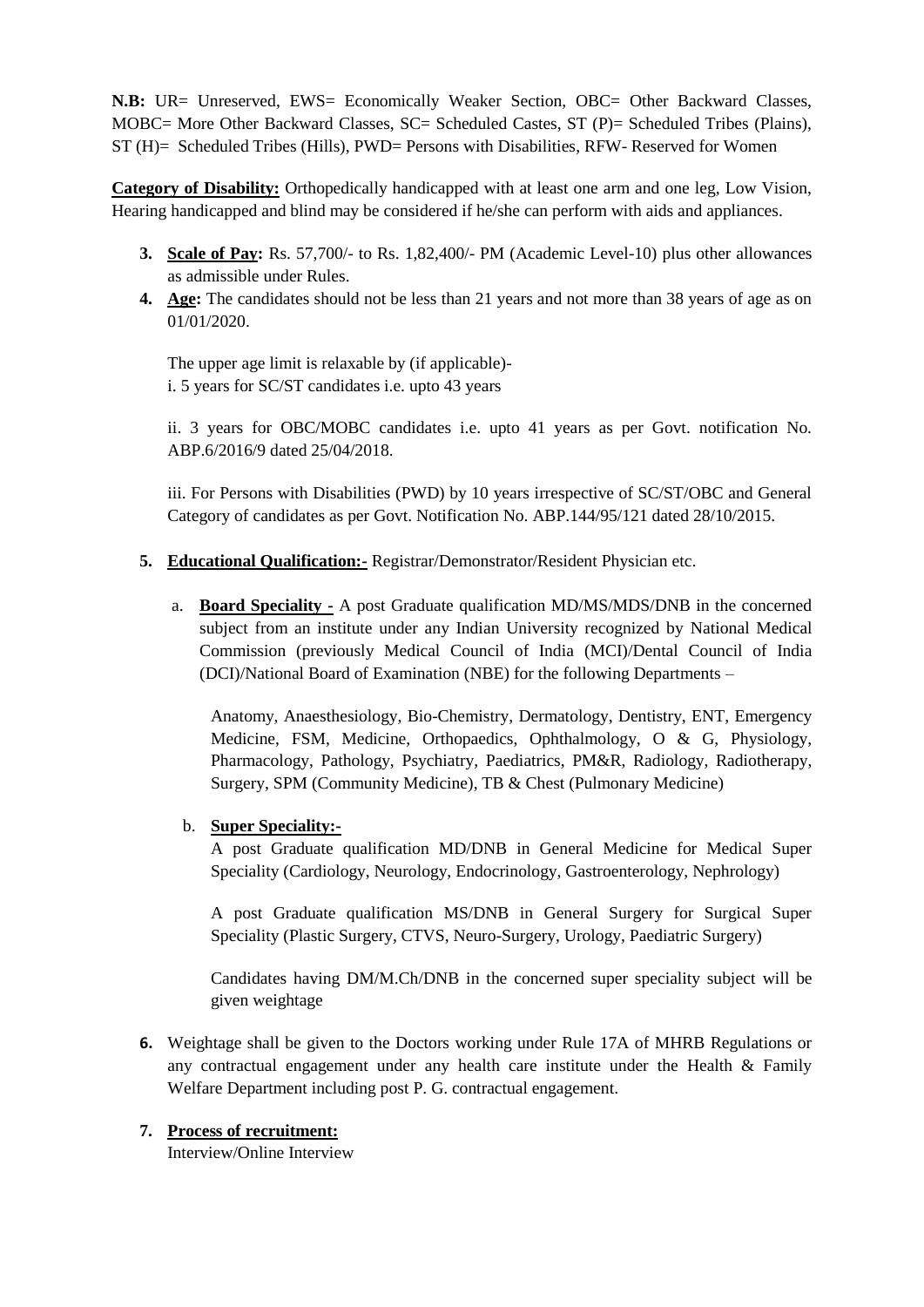**N.B:** UR= Unreserved, EWS= Economically Weaker Section, OBC= Other Backward Classes, MOBC= More Other Backward Classes, SC= Scheduled Castes, ST (P)= Scheduled Tribes (Plains), ST (H)= Scheduled Tribes (Hills), PWD= Persons with Disabilities, RFW- Reserved for Women

**Category of Disability:** Orthopedically handicapped with at least one arm and one leg, Low Vision, Hearing handicapped and blind may be considered if he/she can perform with aids and appliances.

3. **Scale of Pay:** Rs. 57,700/- to Rs. 1,82,400/- PM (Academic Level-10) plus other allowances as admissible under Rules.
4. **Age:** The candidates should not be less than 21 years and not more than 38 years of age as on 01/01/2020.

   The upper age limit is relaxable by (if applicable)-
   i. 5 years for SC/ST candidates i.e. upto 43 years

   ii. 3 years for OBC/MOBC candidates i.e. upto 41 years as per Govt. notification No. ABP.6/2016/9 dated 25/04/2018.

   iii. For Persons with Disabilities (PWD) by 10 years irrespective of SC/ST/OBC and General Category of candidates as per Govt. Notification No. ABP.144/95/121 dated 28/10/2015.

5. **Educational Qualification:-** Registrar/Demonstrator/Resident Physician etc.

   a. **Board Speciality -** A post Graduate qualification MD/MS/MDS/DNB in the concerned subject from an institute under any Indian University recognized by National Medical Commission (previously Medical Council of India (MCI)/Dental Council of India (DCI)/National Board of Examination (NBE) for the following Departments –

      Anatomy, Anaesthesiology, Bio-Chemistry, Dermatology, Dentistry, ENT, Emergency Medicine, FSM, Medicine, Orthopaedics, Ophthalmology, O & G, Physiology, Pharmacology, Pathology, Psychiatry, Paediatrics, PM&R, Radiology, Radiotherapy, Surgery, SPM (Community Medicine), TB & Chest (Pulmonary Medicine)

   b. **Super Speciality:-**

      A post Graduate qualification MD/DNB in General Medicine for Medical Super Speciality (Cardiology, Neurology, Endocrinology, Gastroenterology, Nephrology)

      A post Graduate qualification MS/DNB in General Surgery for Surgical Super Speciality (Plastic Surgery, CTVS, Neuro-Surgery, Urology, Paediatric Surgery)

      Candidates having DM/M.Ch/DNB in the concerned super speciality subject will be given weightage

6. Weightage shall be given to the Doctors working under Rule 17A of MHRB Regulations or any contractual engagement under any health care institute under the Health & Family Welfare Department including post P. G. contractual engagement.

7. **Process of recruitment:**
   Interview/Online Interview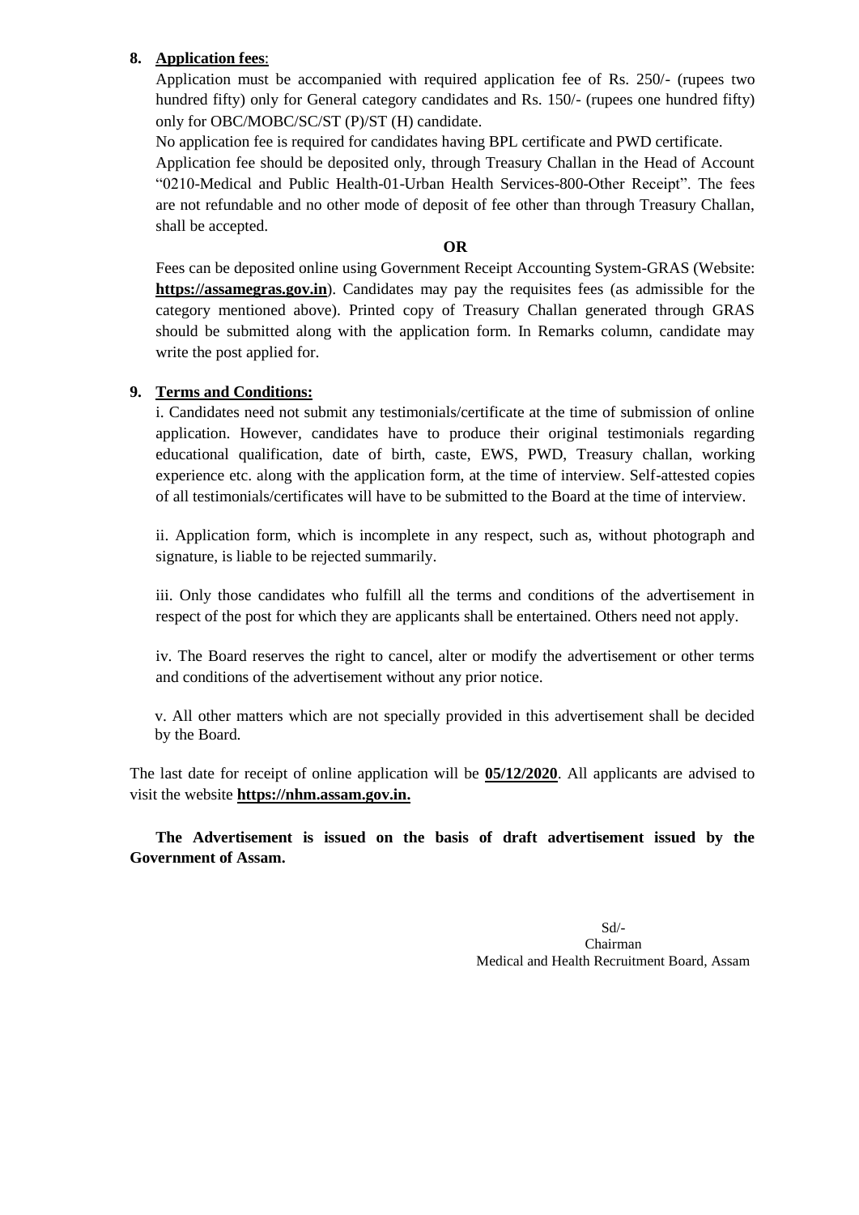**8. Application fees**:

Application must be accompanied with required application fee of Rs. 250/- (rupees two hundred fifty) only for General category candidates and Rs. 150/- (rupees one hundred fifty) only for OBC/MOBC/SC/ST (P)/ST (H) candidate.

No application fee is required for candidates having BPL certificate and PWD certificate.

Application fee should be deposited only, through Treasury Challan in the Head of Account "0210-Medical and Public Health-01-Urban Health Services-800-Other Receipt". The fees are not refundable and no other mode of deposit of fee other than through Treasury Challan, shall be accepted.

**OR**

Fees can be deposited online using Government Receipt Accounting System-GRAS (Website: **https://assamegras.gov.in**). Candidates may pay the requisites fees (as admissible for the category mentioned above). Printed copy of Treasury Challan generated through GRAS should be submitted along with the application form. In Remarks column, candidate may write the post applied for.

**9. Terms and Conditions:**

i. Candidates need not submit any testimonials/certificate at the time of submission of online application. However, candidates have to produce their original testimonials regarding educational qualification, date of birth, caste, EWS, PWD, Treasury challan, working experience etc. along with the application form, at the time of interview. Self-attested copies of all testimonials/certificates will have to be submitted to the Board at the time of interview.

ii. Application form, which is incomplete in any respect, such as, without photograph and signature, is liable to be rejected summarily.

iii. Only those candidates who fulfill all the terms and conditions of the advertisement in respect of the post for which they are applicants shall be entertained. Others need not apply.

iv. The Board reserves the right to cancel, alter or modify the advertisement or other terms and conditions of the advertisement without any prior notice.

v. All other matters which are not specially provided in this advertisement shall be decided by the Board.

The last date for receipt of online application will be **05/12/2020**. All applicants are advised to visit the website **https://nhm.assam.gov.in.**

**The Advertisement is issued on the basis of draft advertisement issued by the Government of Assam.**

Sd/-
Chairman
Medical and Health Recruitment Board, Assam